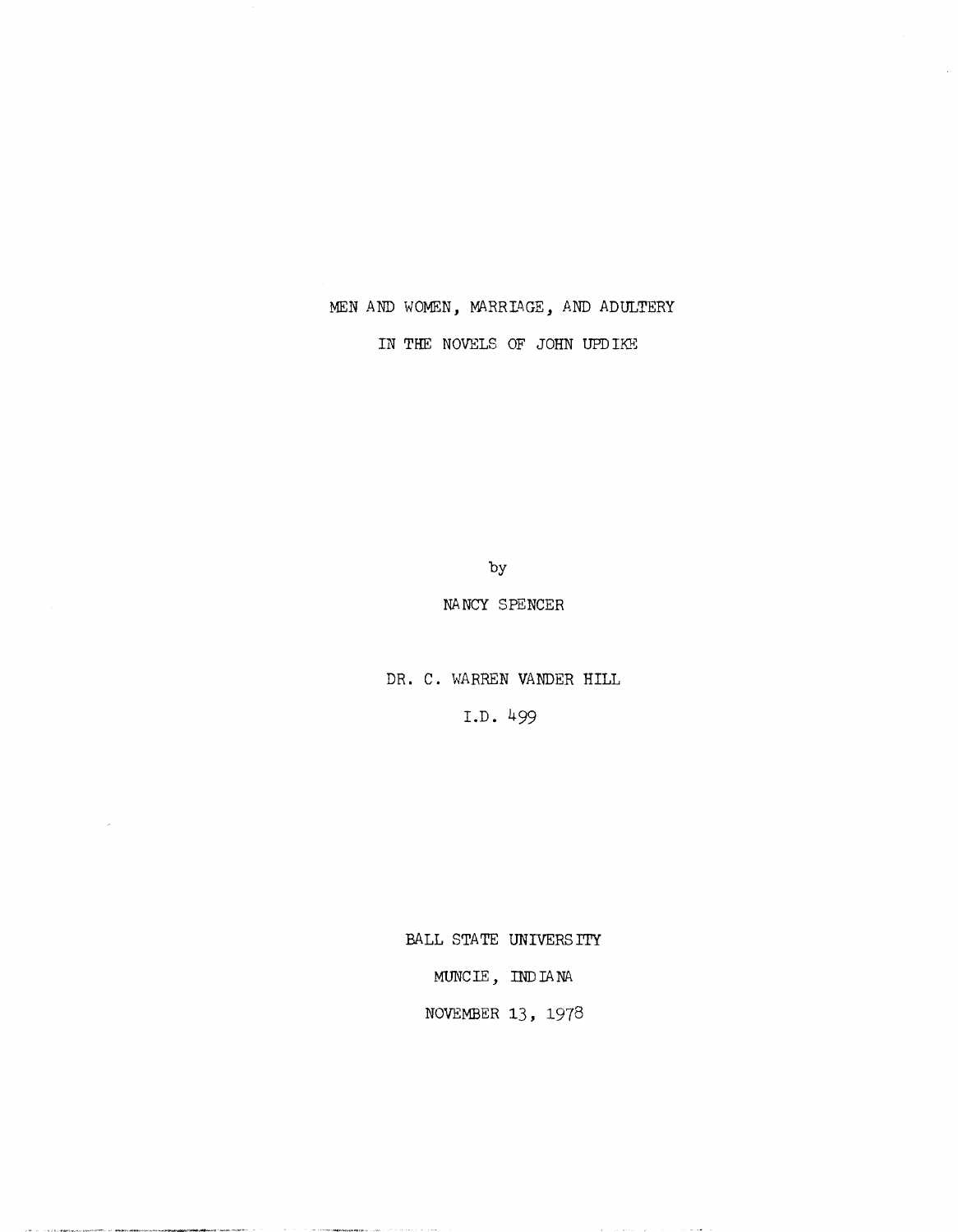# MEN AND WOMEN, MARRIAGE, AND ADULTERY IN THE NOVELS OF JOHN UPDIKE

by

NANCY SPENCER

DR. C. WARREN VANDER HILL

I.D. 499

BALL STATE UNIVERSITY

MUNCIE, INDIANA

NOVEMBER 13, 1978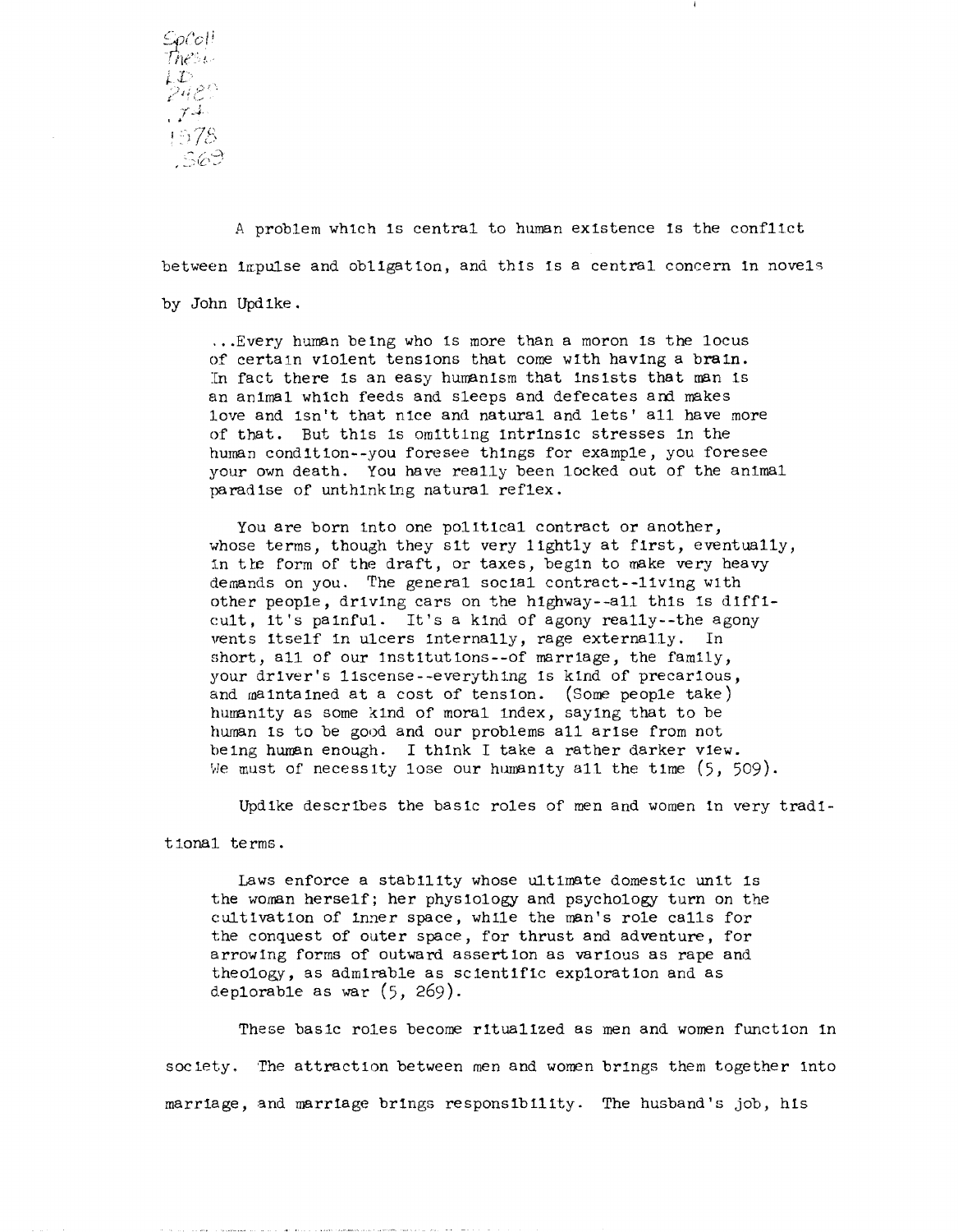A problem which is central to human existence is the conflict between impulse and obligation, and this is a central concern in novels by John Updike.

> ...Every human being who is more than a moron is the locus of certain violent tensions that come with having a brain. In fact there is an easy humanism that insists that man is an animal which feeds and sleeps and defecates and makes love and isn't that nice and natural and lets' all have more of that. But this is omitting intrinsic stresses in the human condition--you foresee things for example, you foresee your own death. You have really been locked out of the animal paradise of unthinking natural reflex.
>
> You are born into one political contract or another, whose terms, though they sit very lightly at first, eventually, in the form of the draft, or taxes, begin to make very heavy demands on you. The general social contract--living with other people, driving cars on the highway--all this is difficult, it's painful. It's a kind of agony really--the agony vents itself in ulcers internally, rage externally. In short, all of our institutions--of marriage, the family, your driver's liscense--everything is kind of precarious, and maintained at a cost of tension. (Some people take) humanity as some kind of moral index, saying that to be human is to be good and our problems all arise from not being human enough. I think I take a rather darker view. We must of necessity lose our humanity all the time (5, 509).

Updike describes the basic roles of men and women in very traditional terms.

> Laws enforce a stability whose ultimate domestic unit is the woman herself; her physiology and psychology turn on the cultivation of inner space, while the man's role calls for the conquest of outer space, for thrust and adventure, for arrowing forms of outward assertion as various as rape and theology, as admirable as scientific exploration and as deplorable as war (5, 269).

These basic roles become ritualized as men and women function in society. The attraction between men and women brings them together into marriage, and marriage brings responsibility. The husband's job, his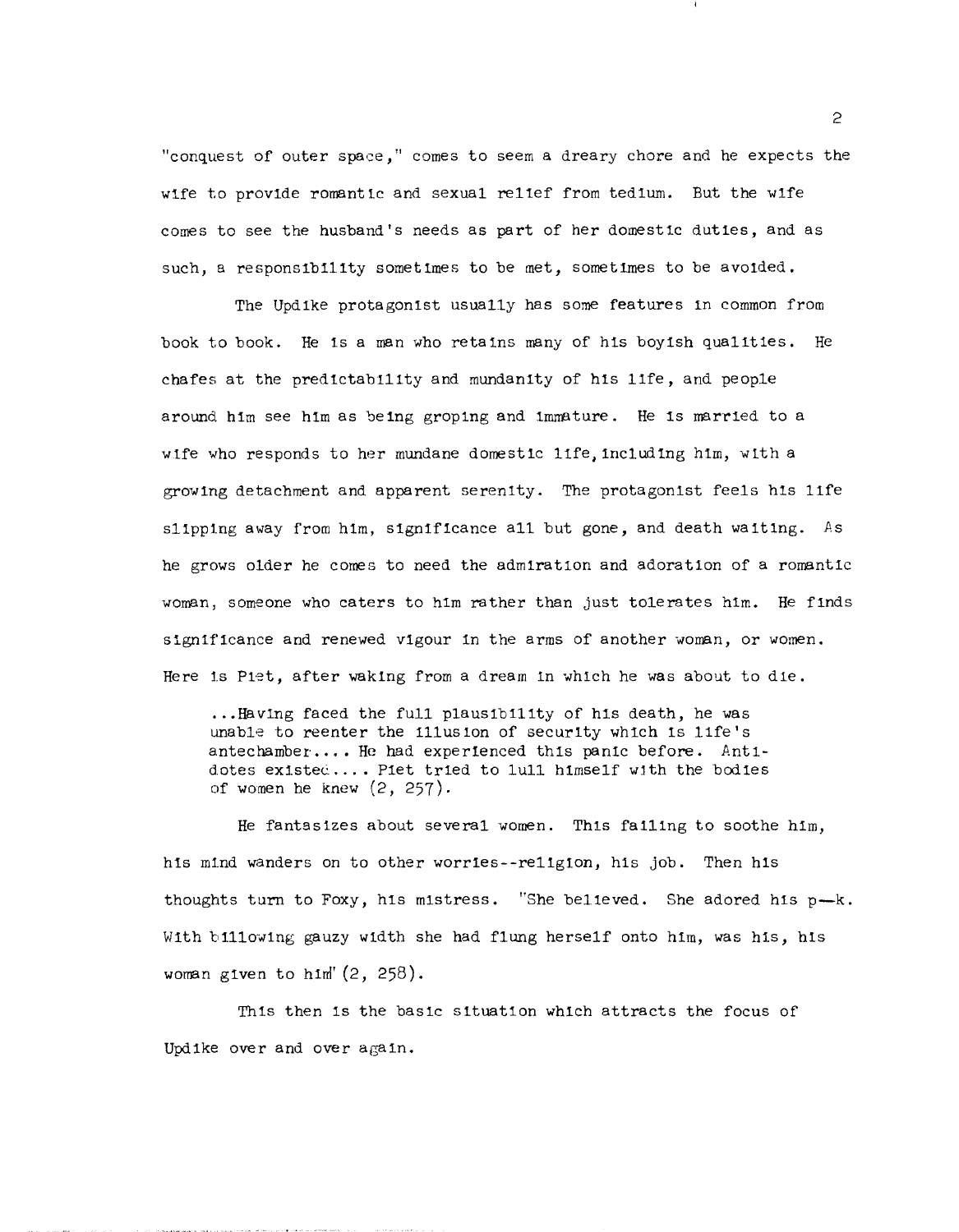"conquest of outer space," comes to seem a dreary chore and he expects the wife to provide romantic and sexual relief from tedium. But the wife comes to see the husband's needs as part of her domestic duties, and as such, a responsibility sometimes to be met, sometimes to be avoided.

The Updike protagonist usually has some features in common from book to book. He is a man who retains many of his boyish qualities. He chafes at the predictability and mundanity of his life, and people around him see him as being groping and immature. He is married to a wife who responds to her mundane domestic life, including him, with a growing detachment and apparent serenity. The protagonist feels his life slipping away from him, significance all but gone, and death waiting. As he grows older he comes to need the admiration and adoration of a romantic woman, someone who caters to him rather than just tolerates him. He finds significance and renewed vigour in the arms of another woman, or women. Here is Piet, after waking from a dream in which he was about to die.

> ...Having faced the full plausibility of his death, he was unable to reenter the illusion of security which is life's antechamber.... He had experienced this panic before. Antidotes existed.... Piet tried to lull himself with the bodies of women he knew (2, 257).

He fantasizes about several women. This failing to soothe him, his mind wanders on to other worries--religion, his job. Then his thoughts turn to Foxy, his mistress. "She believed. She adored his p—k. With billowing gauzy width she had flung herself onto him, was his, his woman given to him" (2, 258).

This then is the basic situation which attracts the focus of Updike over and over again.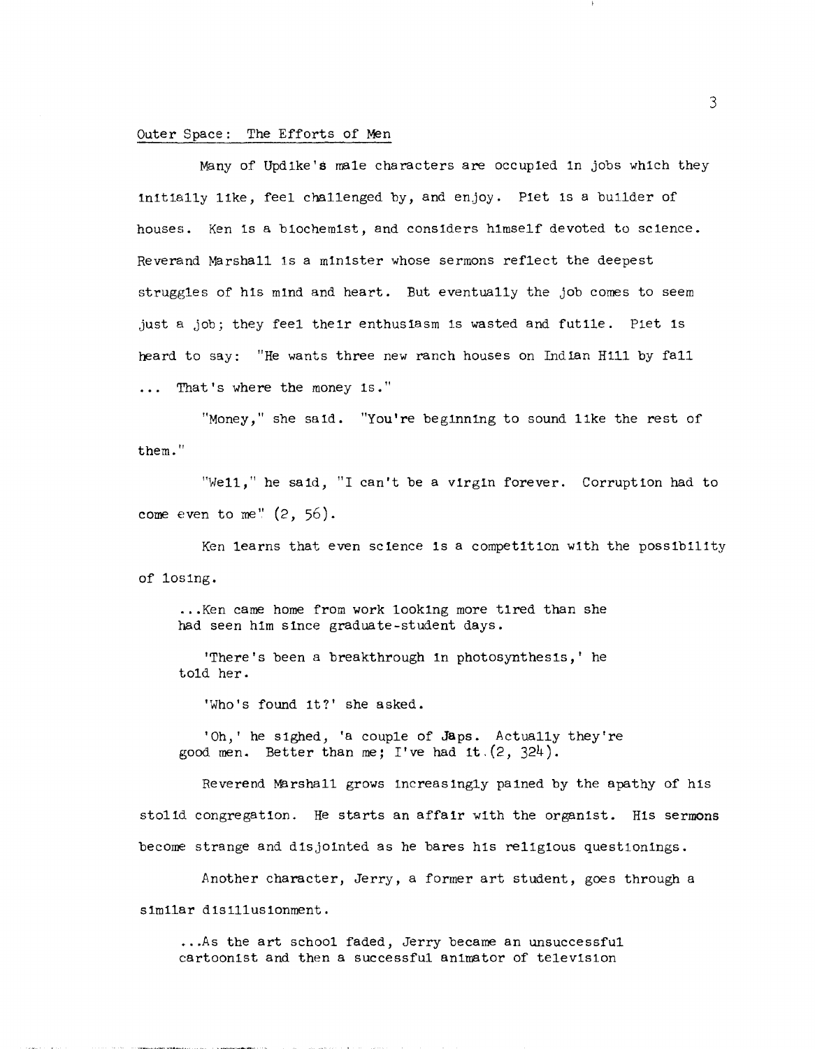Outer Space: The Efforts of Men

Many of Updike's male characters are occupied in jobs which they initially like, feel challenged by, and enjoy. Piet is a builder of houses. Ken is a biochemist, and considers himself devoted to science. Reverend Marshall is a minister whose sermons reflect the deepest struggles of his mind and heart. But eventually the job comes to seem just a job; they feel their enthusiasm is wasted and futile. Piet is heard to say: "He wants three new ranch houses on Indian Hill by fall ... That's where the money is."

"Money," she said. "You're beginning to sound like the rest of them."

"Well," he said, "I can't be a virgin forever. Corruption had to come even to me" (2, 56).

Ken learns that even science is a competition with the possibility of losing.

> ...Ken came home from work looking more tired than she had seen him since graduate-student days.
>
> 'There's been a breakthrough in photosynthesis,' he told her.
>
> 'Who's found it?' she asked.
>
> 'Oh,' he sighed, 'a couple of Japs. Actually they're good men. Better than me; I've had it.(2, 324).

Reverend Marshall grows increasingly pained by the apathy of his stolid congregation. He starts an affair with the organist. His sermons become strange and disjointed as he bares his religious questionings.

Another character, Jerry, a former art student, goes through a similar disillusionment.

> ...As the art school faded, Jerry became an unsuccessful cartoonist and then a successful animator of television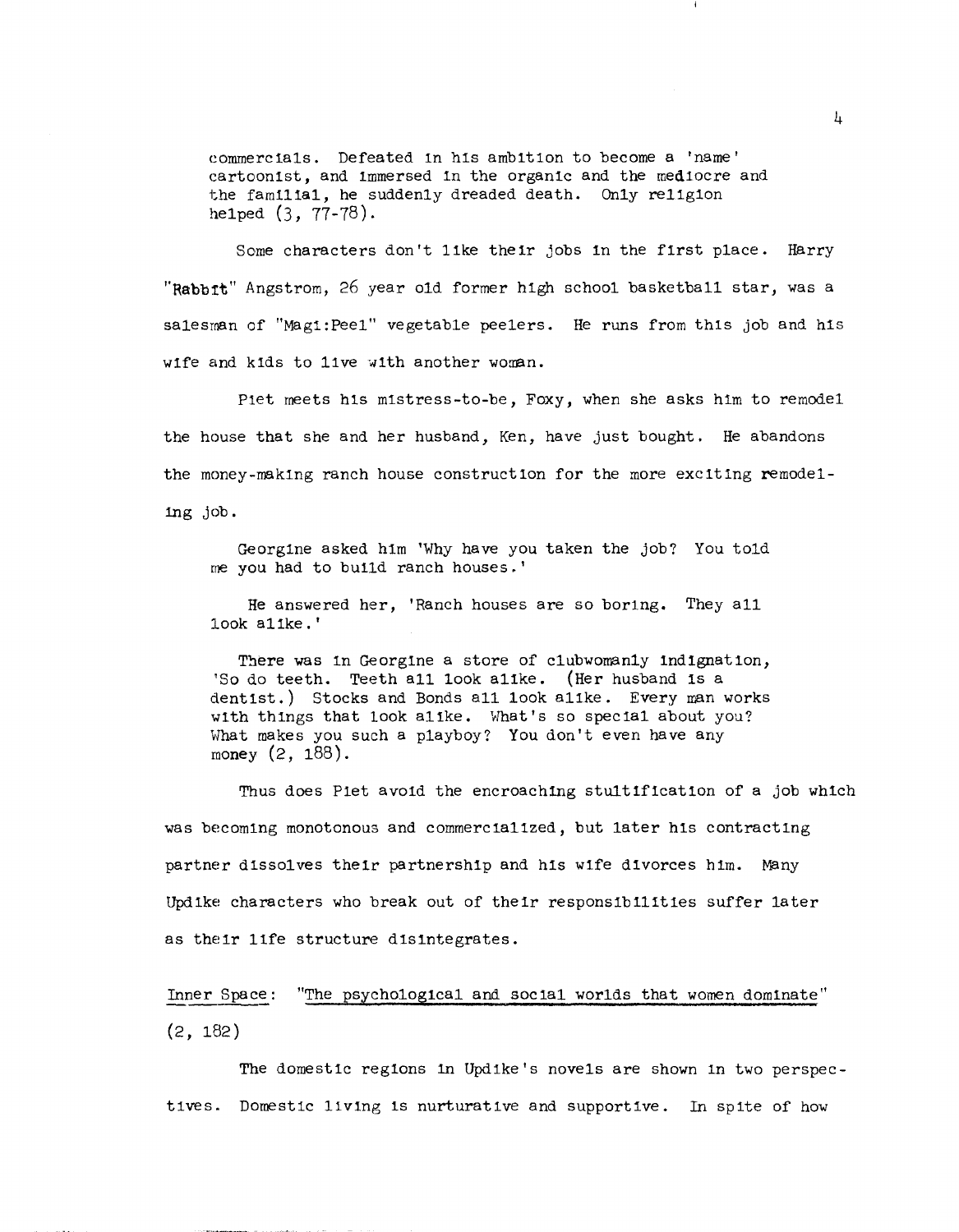commercials. Defeated in his ambition to become a 'name' cartoonist, and immersed in the organic and the mediocre and the familial, he suddenly dreaded death. Only religion helped (3, 77-78).

Some characters don't like their jobs in the first place. Harry "Rabbit" Angstrom, 26 year old former high school basketball star, was a salesman of "Magi:Peel" vegetable peelers. He runs from this job and his wife and kids to live with another woman.

Piet meets his mistress-to-be, Foxy, when she asks him to remodel the house that she and her husband, Ken, have just bought. He abandons the money-making ranch house construction for the more exciting remodeling job.

> Georgine asked him 'Why have you taken the job? You told me you had to build ranch houses.'
>
> He answered her, 'Ranch houses are so boring. They all look alike.'
>
> There was in Georgine a store of clubwomanly indignation, 'So do teeth. Teeth all look alike. (Her husband is a dentist.) Stocks and Bonds all look alike. Every man works with things that look alike. What's so special about you? What makes you such a playboy? You don't even have any money (2, 188).

Thus does Piet avoid the encroaching stultification of a job which was becoming monotonous and commercialized, but later his contracting partner dissolves their partnership and his wife divorces him. Many Updike characters who break out of their responsibilities suffer later as their life structure disintegrates.

<u>Inner Space: "The psychological and social worlds that women dominate"</u> (2, 182)

The domestic regions in Updike's novels are shown in two perspectives. Domestic living is nurturative and supportive. In spite of how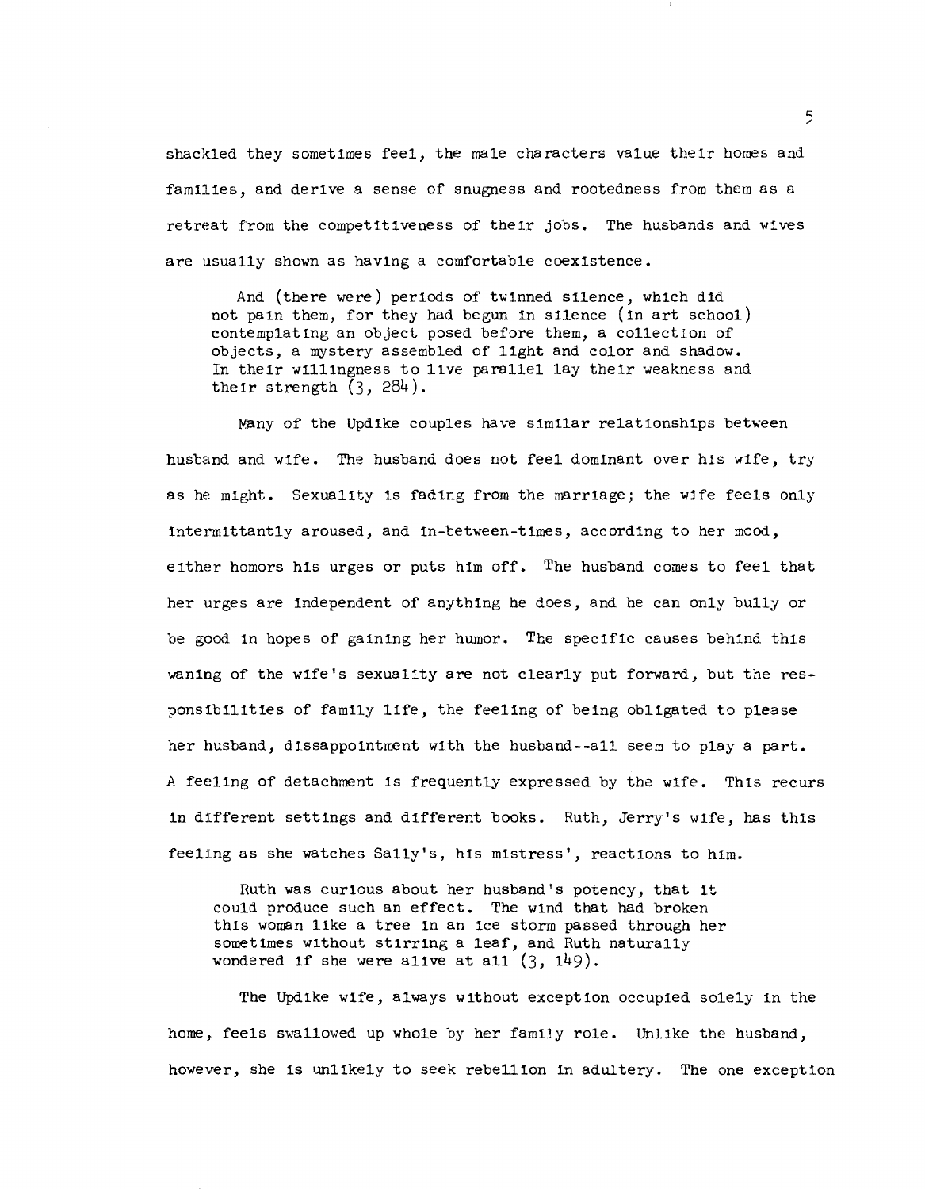shackled they sometimes feel, the male characters value their homes and families, and derive a sense of snugness and rootedness from them as a retreat from the competitiveness of their jobs. The husbands and wives are usually shown as having a comfortable coexistence.

> And (there were) periods of twinned silence, which did not pain them, for they had begun in silence (in art school) contemplating an object posed before them, a collection of objects, a mystery assembled of light and color and shadow. In their willingness to live parallel lay their weakness and their strength (3, 284).

Many of the Updike couples have similar relationships between husband and wife. The husband does not feel dominant over his wife, try as he might. Sexuality is fading from the marriage; the wife feels only intermittantly aroused, and in-between-times, according to her mood, either homors his urges or puts him off. The husband comes to feel that her urges are independent of anything he does, and he can only bully or be good in hopes of gaining her humor. The specific causes behind this waning of the wife's sexuality are not clearly put forward, but the responsibilities of family life, the feeling of being obligated to please her husband, dissappointment with the husband--all seem to play a part. A feeling of detachment is frequently expressed by the wife. This recurs in different settings and different books. Ruth, Jerry's wife, has this feeling as she watches Sally's, his mistress', reactions to him.

> Ruth was curious about her husband's potency, that it could produce such an effect. The wind that had broken this woman like a tree in an ice storm passed through her sometimes without stirring a leaf, and Ruth naturally wondered if she were alive at all (3, 149).

The Updike wife, always without exception occupied solely in the home, feels swallowed up whole by her family role. Unlike the husband, however, she is unlikely to seek rebellion in adultery. The one exception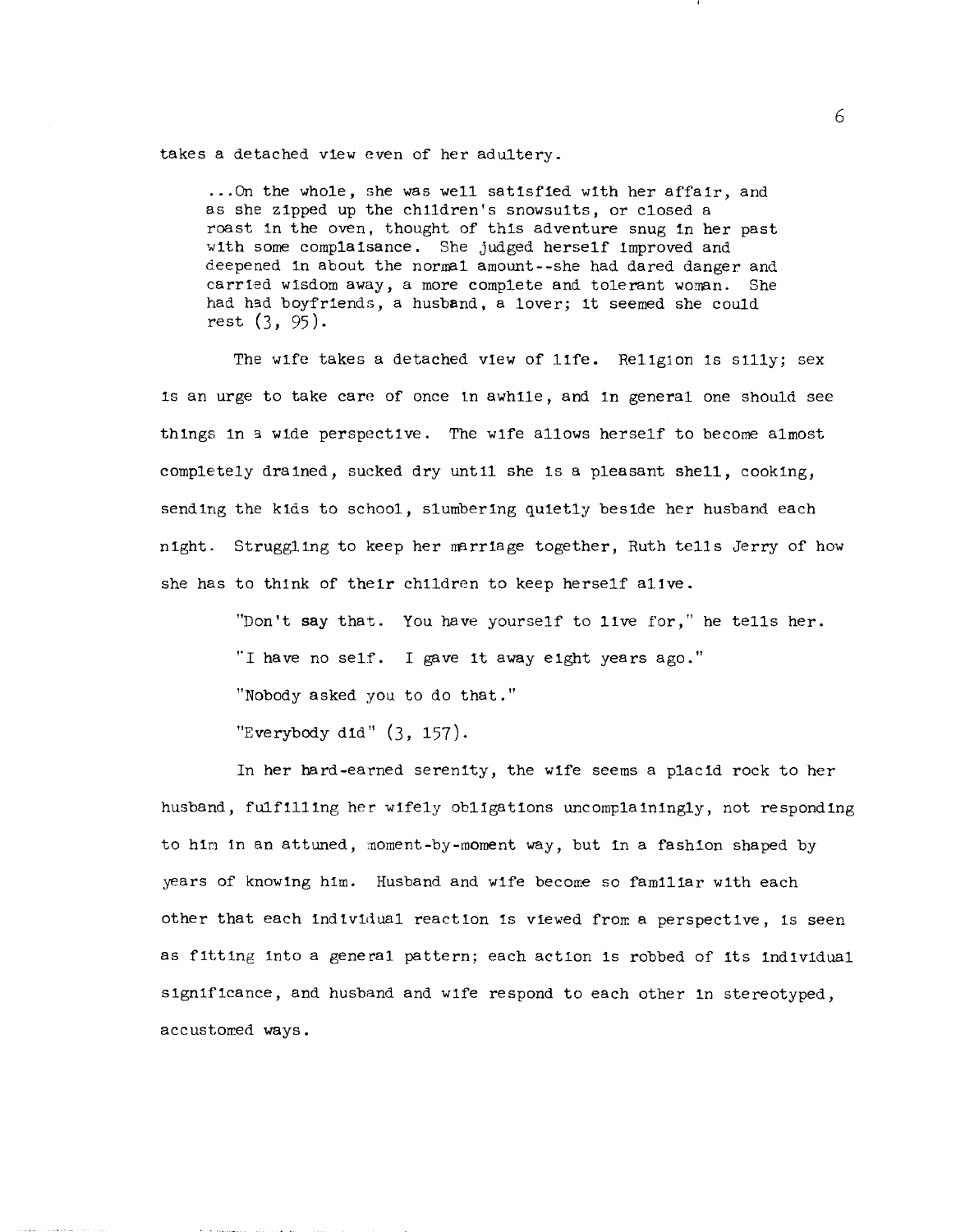takes a detached view even of her adultery.

> ...On the whole, she was well satisfied with her affair, and as she zipped up the children's snowsuits, or closed a roast in the oven, thought of this adventure snug in her past with some complaisance. She judged herself improved and deepened in about the normal amount--she had dared danger and carried wisdom away, a more complete and tolerant woman. She had had boyfriends, a husband, a lover; it seemed she could rest (3, 95).

The wife takes a detached view of life. Religion is silly; sex is an urge to take care of once in awhile, and in general one should see things in a wide perspective. The wife allows herself to become almost completely drained, sucked dry until she is a pleasant shell, cooking, sending the kids to school, slumbering quietly beside her husband each night. Struggling to keep her marriage together, Ruth tells Jerry of how she has to think of their children to keep herself alive.

"Don't say that. You have yourself to live for," he tells her.

"I have no self. I gave it away eight years ago."

"Nobody asked you to do that."

"Everybody did" (3, 157).

In her hard-earned serenity, the wife seems a placid rock to her husband, fulfilling her wifely obligations uncomplainingly, not responding to him in an attuned, moment-by-moment way, but in a fashion shaped by years of knowing him. Husband and wife become so familiar with each other that each individual reaction is viewed from a perspective, is seen as fitting into a general pattern; each action is robbed of its individual significance, and husband and wife respond to each other in stereotyped, accustomed ways.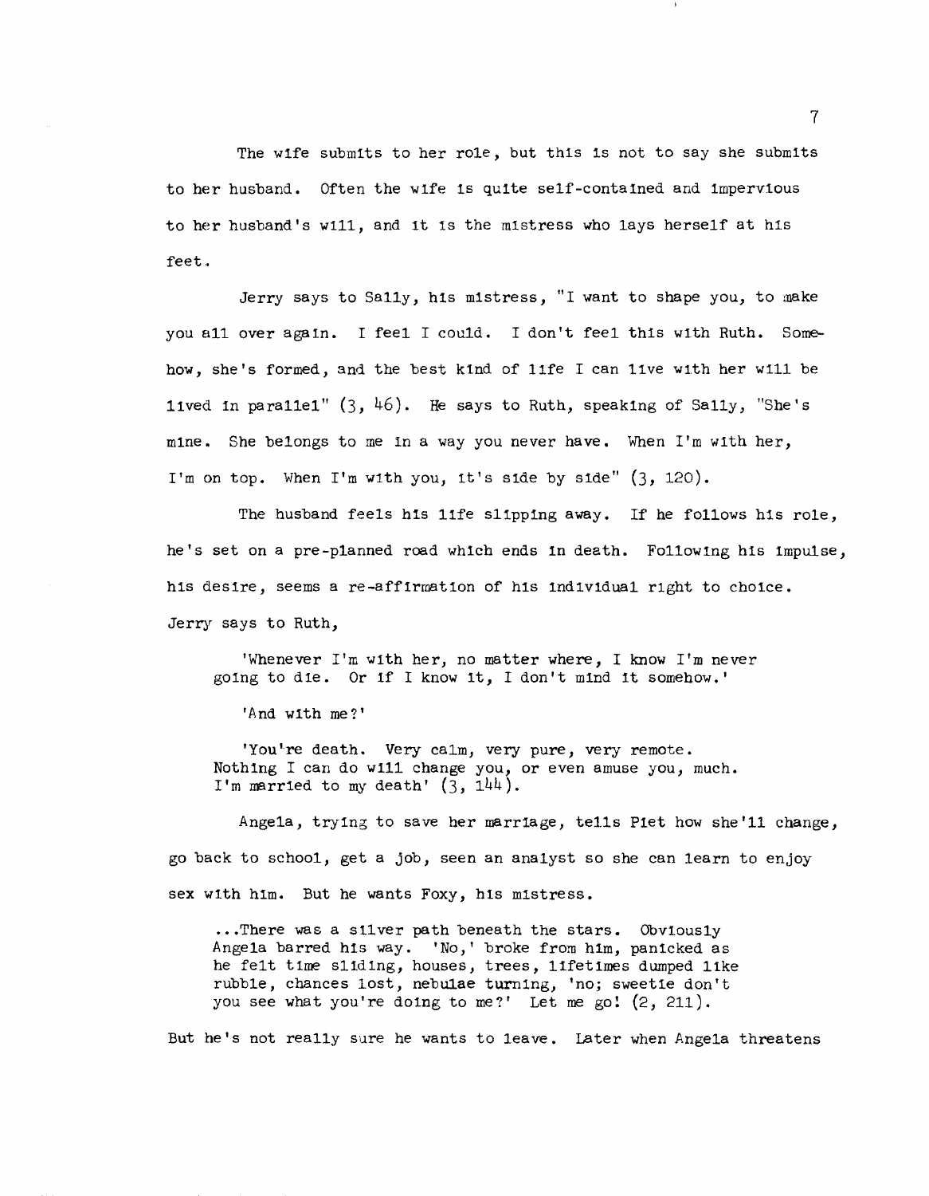The wife submits to her role, but this is not to say she submits to her husband. Often the wife is quite self-contained and impervious to her husband's will, and it is the mistress who lays herself at his feet.

Jerry says to Sally, his mistress, "I want to shape you, to make you all over again. I feel I could. I don't feel this with Ruth. Somehow, she's formed, and the best kind of life I can live with her will be lived in parallel" (3, 46). He says to Ruth, speaking of Sally, "She's mine. She belongs to me in a way you never have. When I'm with her, I'm on top. When I'm with you, it's side by side" (3, 120).

The husband feels his life slipping away. If he follows his role, he's set on a pre-planned road which ends in death. Following his impulse, his desire, seems a re-affirmation of his individual right to choice. Jerry says to Ruth,

> 'Whenever I'm with her, no matter where, I know I'm never going to die. Or if I know it, I don't mind it somehow.'
>
> 'And with me?'
>
> 'You're death. Very calm, very pure, very remote. Nothing I can do will change you, or even amuse you, much. I'm married to my death' (3, 144).

Angela, trying to save her marriage, tells Piet how she'll change, go back to school, get a job, seen an analyst so she can learn to enjoy sex with him. But he wants Foxy, his mistress.

> ...There was a silver path beneath the stars. Obviously Angela barred his way. 'No,' broke from him, panicked as he felt time sliding, houses, trees, lifetimes dumped like rubble, chances lost, nebulae turning, 'no; sweetie don't you see what you're doing to me?' Let me go! (2, 211).

But he's not really sure he wants to leave. Later when Angela threatens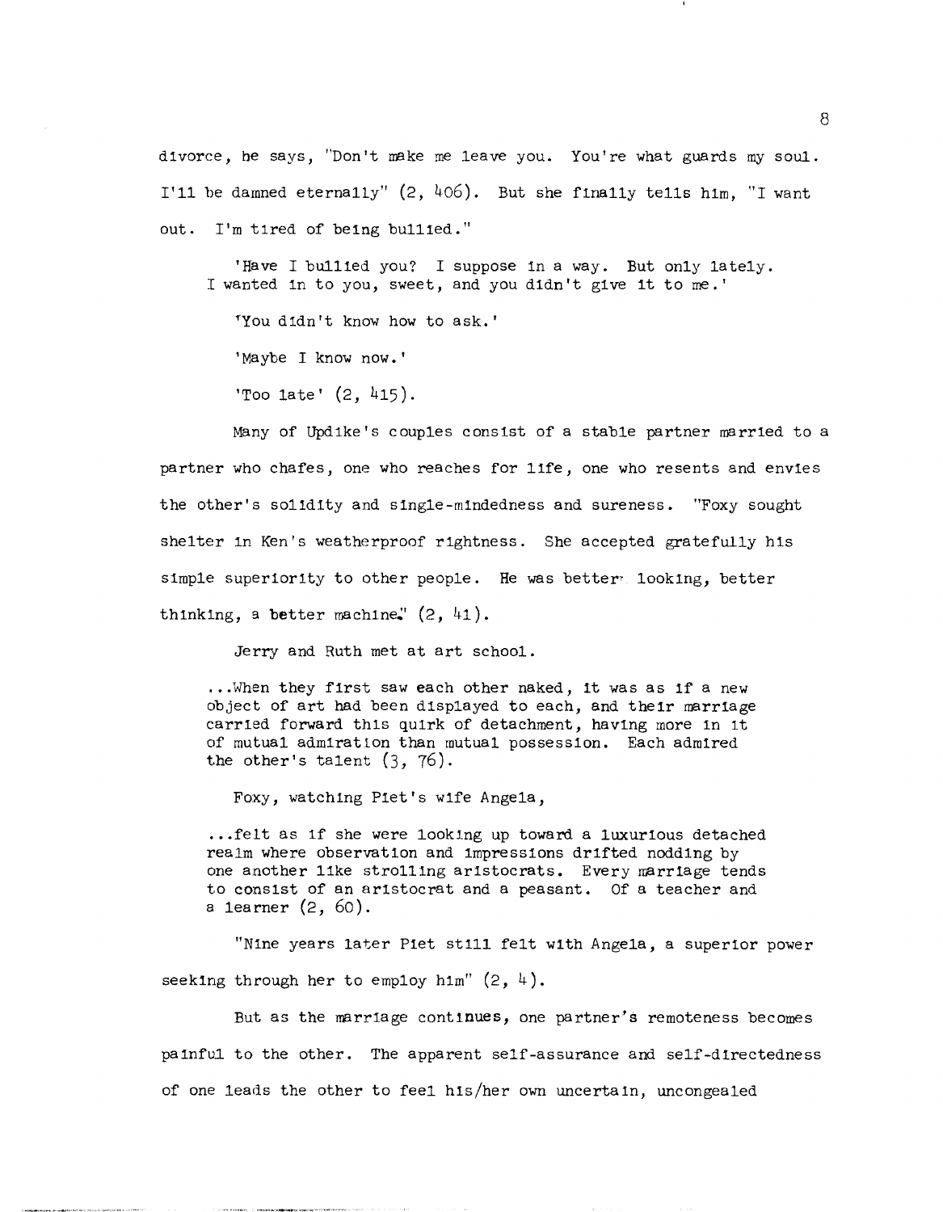divorce, he says, "Don't make me leave you. You're what guards my soul. I'll be damned eternally" (2, 406). But she finally tells him, "I want out. I'm tired of being bullied."

> 'Have I bullied you? I suppose in a way. But only lately. I wanted in to you, sweet, and you didn't give it to me.'
>
> 'You didn't know how to ask.'
>
> 'Maybe I know now.'
>
> 'Too late' (2, 415).

Many of Updike's couples consist of a stable partner married to a partner who chafes, one who reaches for life, one who resents and envies the other's solidity and single-mindedness and sureness. "Foxy sought shelter in Ken's weatherproof rightness. She accepted gratefully his simple superiority to other people. He was better looking, better thinking, a better machine." (2, 41).

Jerry and Ruth met at art school.

> ...When they first saw each other naked, it was as if a new object of art had been displayed to each, and their marriage carried forward this quirk of detachment, having more in it of mutual admiration than mutual possession. Each admired the other's talent (3, 76).

Foxy, watching Piet's wife Angela,

> ...felt as if she were looking up toward a luxurious detached realm where observation and impressions drifted nodding by one another like strolling aristocrats. Every marriage tends to consist of an aristocrat and a peasant. Of a teacher and a learner (2, 60).

"Nine years later Piet still felt with Angela, a superior power seeking through her to employ him" (2, 4).

But as the marriage continues, one partner's remoteness becomes painful to the other. The apparent self-assurance and self-directedness of one leads the other to feel his/her own uncertain, uncongealed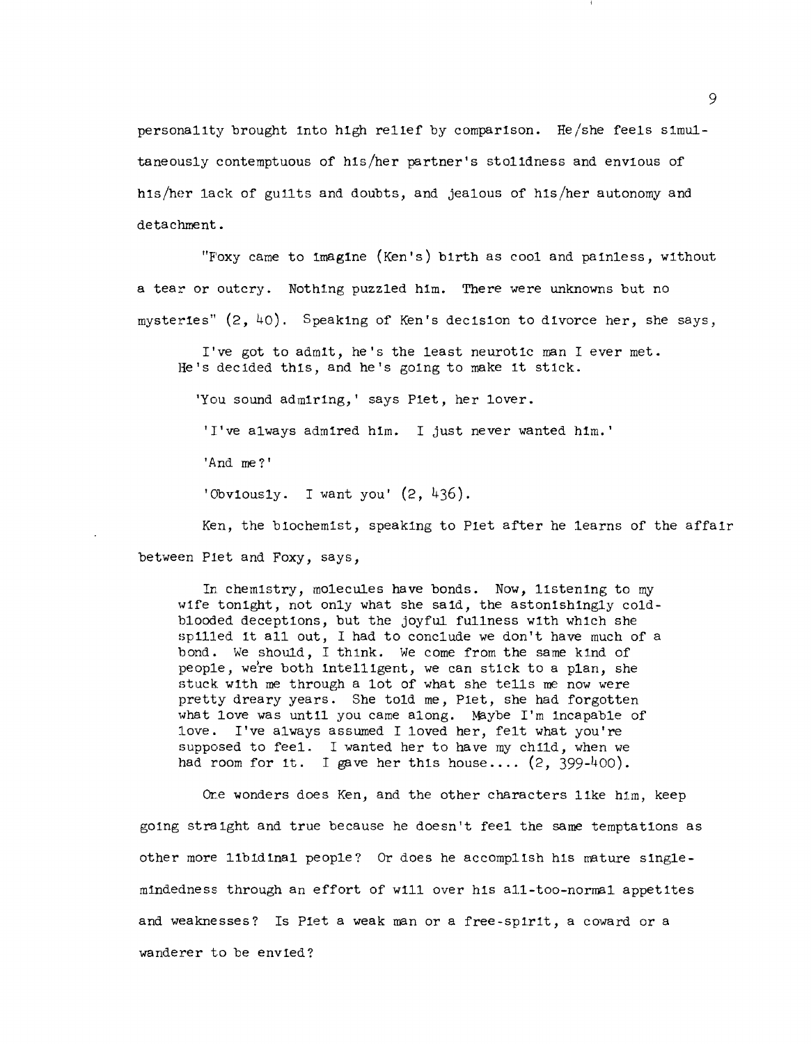personality brought into high relief by comparison. He/she feels simultaneously contemptuous of his/her partner's stolidness and envious of his/her lack of guilts and doubts, and jealous of his/her autonomy and detachment.

"Foxy came to imagine (Ken's) birth as cool and painless, without a tear or outcry. Nothing puzzled him. There were unknowns but no mysteries" (2, 40). Speaking of Ken's decision to divorce her, she says,

> I've got to admit, he's the least neurotic man I ever met. He's decided this, and he's going to make it stick.
>
> 'You sound admiring,' says Piet, her lover.
>
> 'I've always admired him. I just never wanted him.'
>
> 'And me?'
>
> 'Obviously. I want you' (2, 436).

Ken, the biochemist, speaking to Piet after he learns of the affair between Piet and Foxy, says,

> In chemistry, molecules have bonds. Now, listening to my wife tonight, not only what she said, the astonishingly cold-blooded deceptions, but the joyful fullness with which she spilled it all out, I had to conclude we don't have much of a bond. We should, I think. We come from the same kind of people, we're both intelligent, we can stick to a plan, she stuck with me through a lot of what she tells me now were pretty dreary years. She told me, Piet, she had forgotten what love was until you came along. Maybe I'm incapable of love. I've always assumed I loved her, felt what you're supposed to feel. I wanted her to have my child, when we had room for it. I gave her this house.... (2, 399-400).

One wonders does Ken, and the other characters like him, keep going straight and true because he doesn't feel the same temptations as other more libidinal people? Or does he accomplish his mature single-mindedness through an effort of will over his all-too-normal appetites and weaknesses? Is Piet a weak man or a free-spirit, a coward or a wanderer to be envied?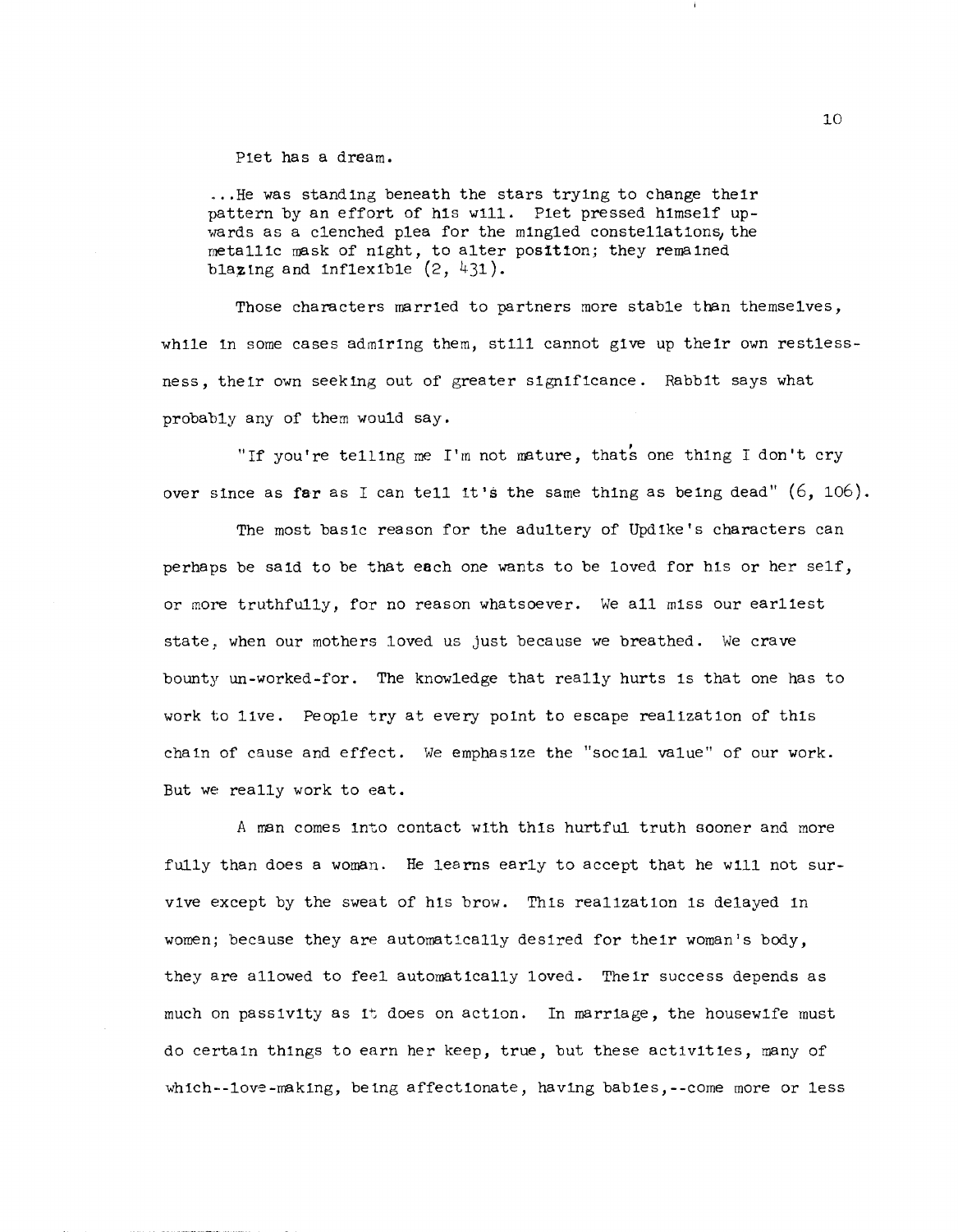Piet has a dream.

> ...He was standing beneath the stars trying to change their pattern by an effort of his will. Piet pressed himself upwards as a clenched plea for the mingled constellations, the metallic mask of night, to alter position; they remained blazing and inflexible (2, 431).

Those characters married to partners more stable than themselves, while in some cases admiring them, still cannot give up their own restlessness, their own seeking out of greater significance. Rabbit says what probably any of them would say.

"If you're telling me I'm not mature, that's one thing I don't cry over since as far as I can tell it's the same thing as being dead" (6, 106).

The most basic reason for the adultery of Updike's characters can perhaps be said to be that each one wants to be loved for his or her self, or more truthfully, for no reason whatsoever. We all miss our earliest state, when our mothers loved us just because we breathed. We crave bounty un-worked-for. The knowledge that really hurts is that one has to work to live. People try at every point to escape realization of this chain of cause and effect. We emphasize the "social value" of our work. But we really work to eat.

A man comes into contact with this hurtful truth sooner and more fully than does a woman. He learns early to accept that he will not survive except by the sweat of his brow. This realization is delayed in women; because they are automatically desired for their woman's body, they are allowed to feel automatically loved. Their success depends as much on passivity as it does on action. In marriage, the housewife must do certain things to earn her keep, true, but these activities, many of which--love-making, being affectionate, having babies,--come more or less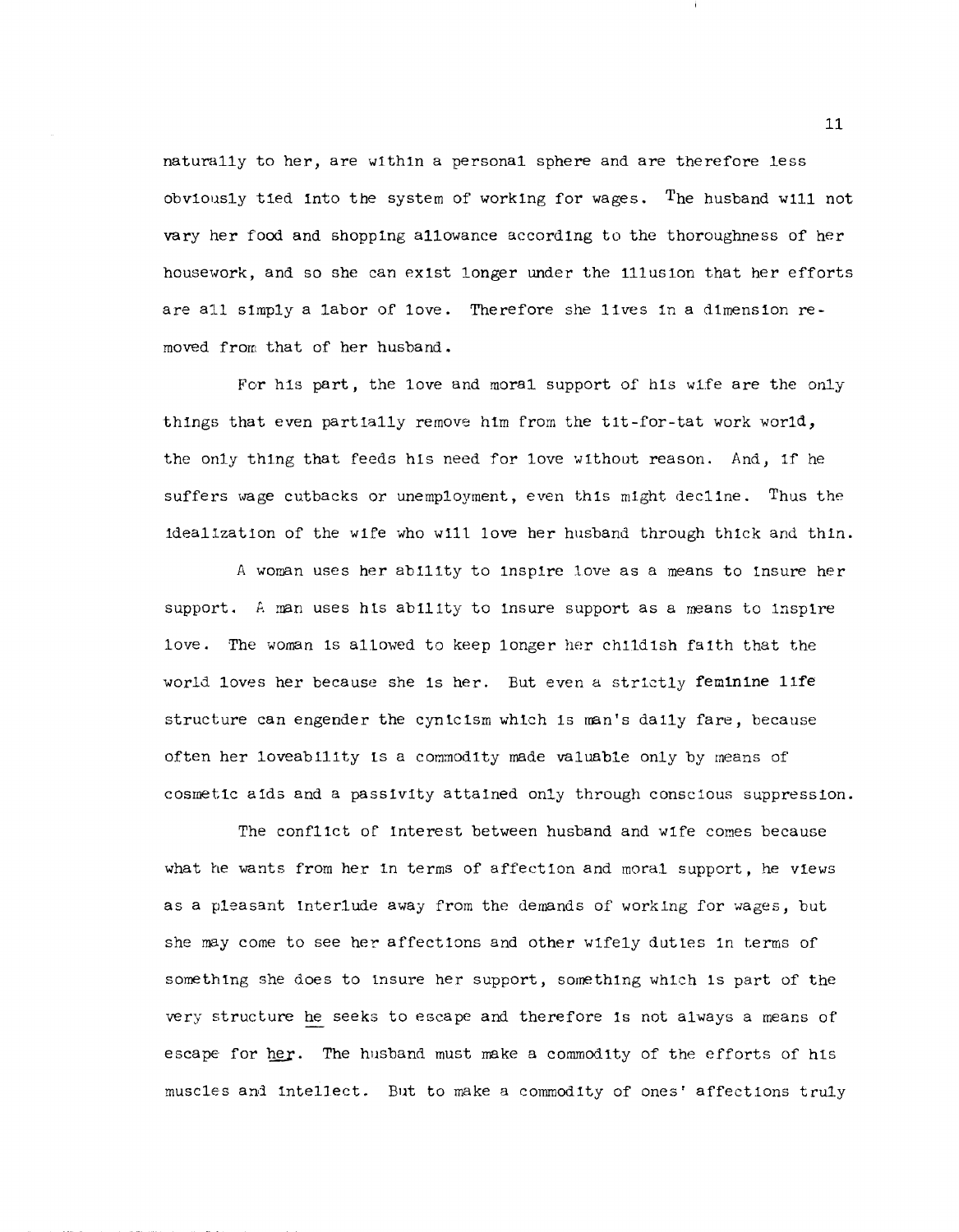naturally to her, are within a personal sphere and are therefore less obviously tied into the system of working for wages. The husband will not vary her food and shopping allowance according to the thoroughness of her housework, and so she can exist longer under the illusion that her efforts are all simply a labor of love. Therefore she lives in a dimension removed from that of her husband.

For his part, the love and moral support of his wife are the only things that even partially remove him from the tit-for-tat work world, the only thing that feeds his need for love without reason. And, if he suffers wage cutbacks or unemployment, even this might decline. Thus the idealization of the wife who will love her husband through thick and thin.

A woman uses her ability to inspire love as a means to insure her support. A man uses his ability to insure support as a means to inspire love. The woman is allowed to keep longer her childish faith that the world loves her because she is her. But even a strictly feminine life structure can engender the cynicism which is man's daily fare, because often her loveability is a commodity made valuable only by means of cosmetic aids and a passivity attained only through conscious suppression.

The conflict of interest between husband and wife comes because what he wants from her in terms of affection and moral support, he views as a pleasant interlude away from the demands of working for wages, but she may come to see her affections and other wifely duties in terms of something she does to insure her support, something which is part of the very structure _he_ seeks to escape and therefore is not always a means of escape for _her_. The husband must make a commodity of the efforts of his muscles and intellect. But to make a commodity of ones' affections truly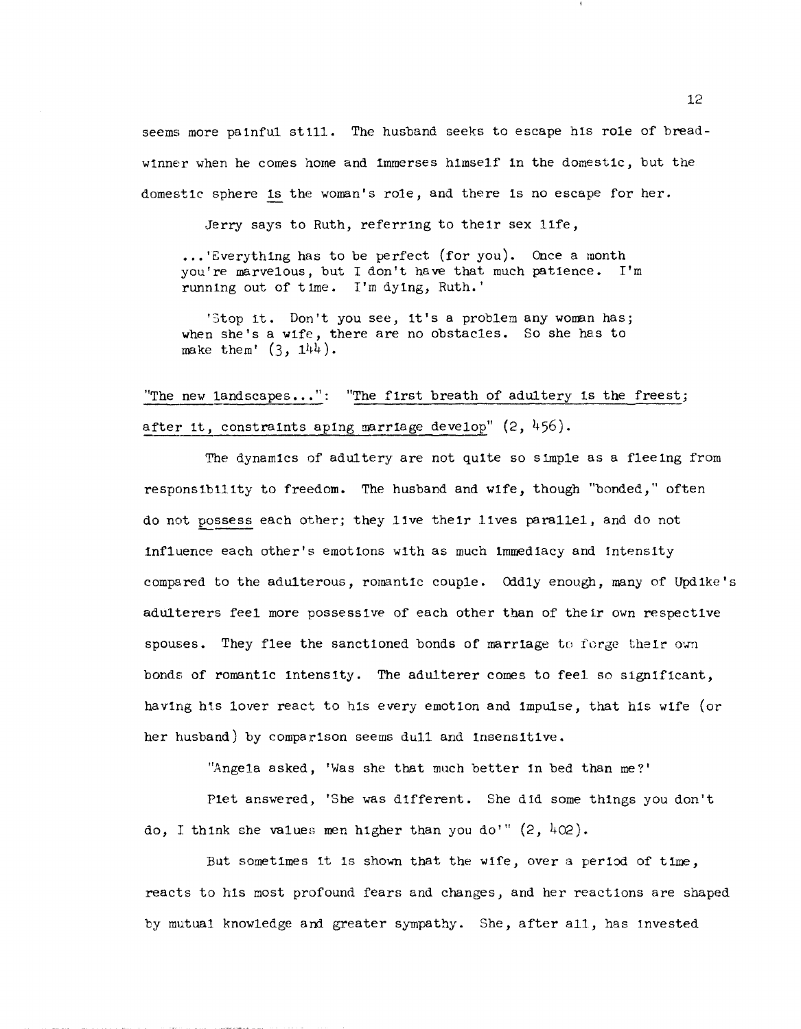seems more painful still. The husband seeks to escape his role of breadwinner when he comes home and immerses himself in the domestic, but the domestic sphere is the woman's role, and there is no escape for her.

Jerry says to Ruth, referring to their sex life,

> ...'Everything has to be perfect (for you). Once a month you're marvelous, but I don't have that much patience. I'm running out of time. I'm dying, Ruth.'
>
> 'Stop it. Don't you see, it's a problem any woman has; when she's a wife, there are no obstacles. So she has to make them' (3, 144).

"The new landscapes...": "The first breath of adultery is the freest; after it, constraints aping marriage develop" (2, 456).

The dynamics of adultery are not quite so simple as a fleeing from responsibility to freedom. The husband and wife, though "bonded," often do not possess each other; they live their lives parallel, and do not influence each other's emotions with as much immediacy and intensity compared to the adulterous, romantic couple. Oddly enough, many of Updike's adulterers feel more possessive of each other than of their own respective spouses. They flee the sanctioned bonds of marriage to forge their own bonds of romantic intensity. The adulterer comes to feel so significant, having his lover react to his every emotion and impulse, that his wife (or her husband) by comparison seems dull and insensitive.

"Angela asked, 'Was she that much better in bed than me?'

Piet answered, 'She was different. She did some things you don't do, I think she values men higher than you do'" (2, 402).

But sometimes it is shown that the wife, over a period of time, reacts to his most profound fears and changes, and her reactions are shaped by mutual knowledge and greater sympathy. She, after all, has invested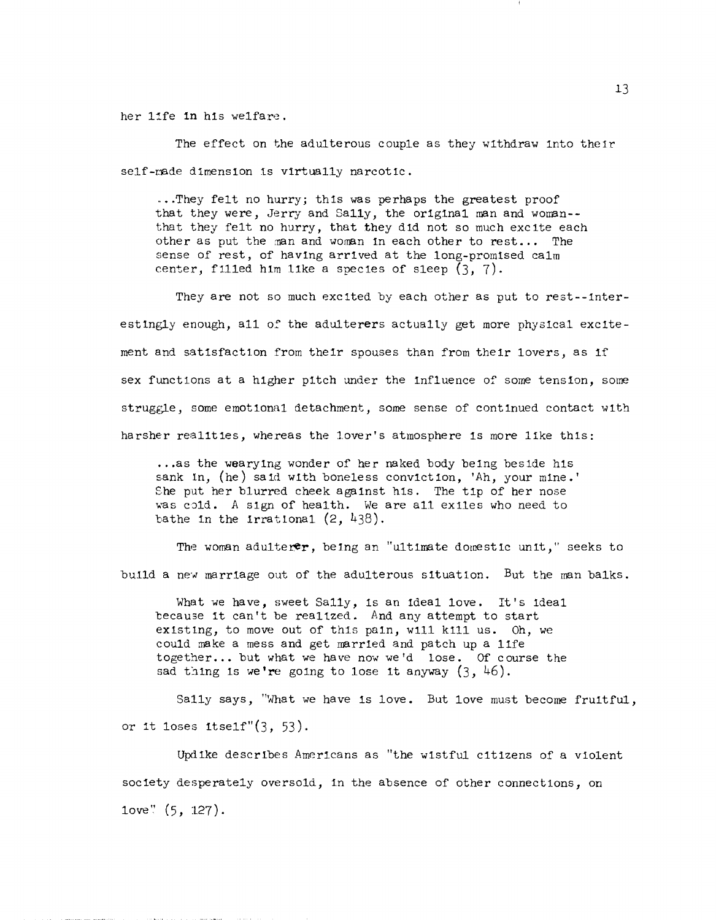her life in his welfare.

The effect on the adulterous couple as they withdraw into their self-made dimension is virtually narcotic.

> ...They felt no hurry; this was perhaps the greatest proof that they were, Jerry and Sally, the original man and woman--that they felt no hurry, that they did not so much excite each other as put the man and woman in each other to rest... The sense of rest, of having arrived at the long-promised calm center, filled him like a species of sleep (3, 7).

They are not so much excited by each other as put to rest--interestingly enough, all of the adulterers actually get more physical excitement and satisfaction from their spouses than from their lovers, as if sex functions at a higher pitch under the influence of some tension, some struggle, some emotional detachment, some sense of continued contact with harsher realities, whereas the lover's atmosphere is more like this:

> ...as the wearying wonder of her naked body being beside his sank in, (he) said with boneless conviction, 'Ah, your mine.' She put her blurred cheek against his. The tip of her nose was cold. A sign of health. We are all exiles who need to bathe in the irrational (2, 438).

The woman adulterer, being an "ultimate domestic unit," seeks to build a new marriage out of the adulterous situation. But the man balks.

> What we have, sweet Sally, is an ideal love. It's ideal because it can't be realized. And any attempt to start existing, to move out of this pain, will kill us. Oh, we could make a mess and get married and patch up a life together... but what we have now we'd lose. Of course the sad thing is we're going to lose it anyway (3, 46).

Sally says, "What we have is love. But love must become fruitful, or it loses itself"(3, 53).

Updike describes Americans as "the wistful citizens of a violent society desperately oversold, in the absence of other connections, on love" (5, 127).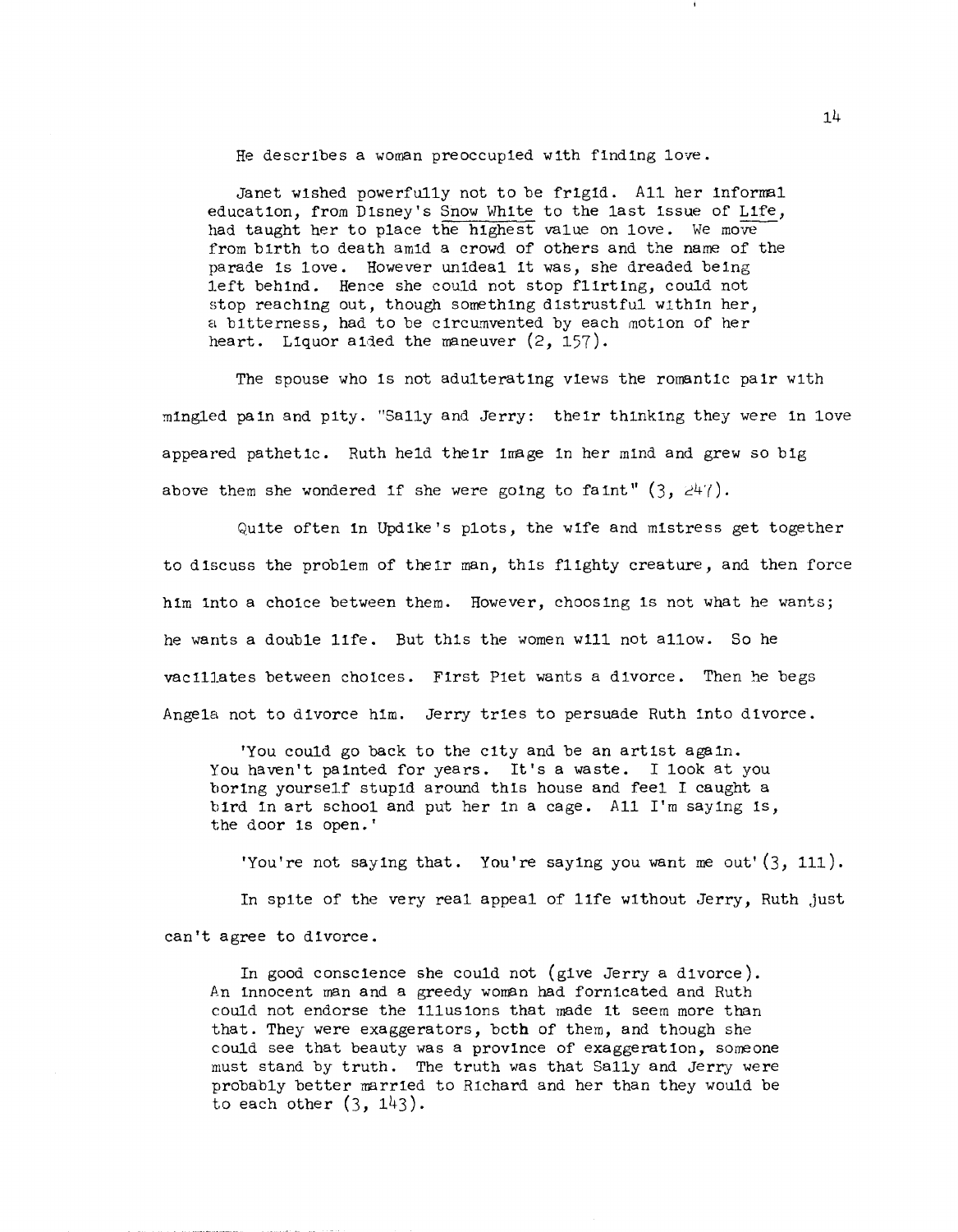He describes a woman preoccupied with finding love.

> Janet wished powerfully not to be frigid. All her informal education, from Disney's Snow White to the last issue of Life, had taught her to place the highest value on love. We move from birth to death amid a crowd of others and the name of the parade is love. However unideal it was, she dreaded being left behind. Hence she could not stop flirting, could not stop reaching out, though something distrustful within her, a bitterness, had to be circumvented by each motion of her heart. Liquor aided the maneuver (2, 157).

The spouse who is not adulterating views the romantic pair with mingled pain and pity. "Sally and Jerry: their thinking they were in love appeared pathetic. Ruth held their image in her mind and grew so big above them she wondered if she were going to faint" (3, 247).

Quite often in Updike's plots, the wife and mistress get together to discuss the problem of their man, this flighty creature, and then force him into a choice between them. However, choosing is not what he wants; he wants a double life. But this the women will not allow. So he vacillates between choices. First Piet wants a divorce. Then he begs Angela not to divorce him. Jerry tries to persuade Ruth into divorce.

> 'You could go back to the city and be an artist again. You haven't painted for years. It's a waste. I look at you boring yourself stupid around this house and feel I caught a bird in art school and put her in a cage. All I'm saying is, the door is open.'
>
> 'You're not saying that. You're saying you want me out' (3, 111).

In spite of the very real appeal of life without Jerry, Ruth just can't agree to divorce.

> In good conscience she could not (give Jerry a divorce). An innocent man and a greedy woman had fornicated and Ruth could not endorse the illusions that made it seem more than that. They were exaggerators, both of them, and though she could see that beauty was a province of exaggeration, someone must stand by truth. The truth was that Sally and Jerry were probably better married to Richard and her than they would be to each other (3, 143).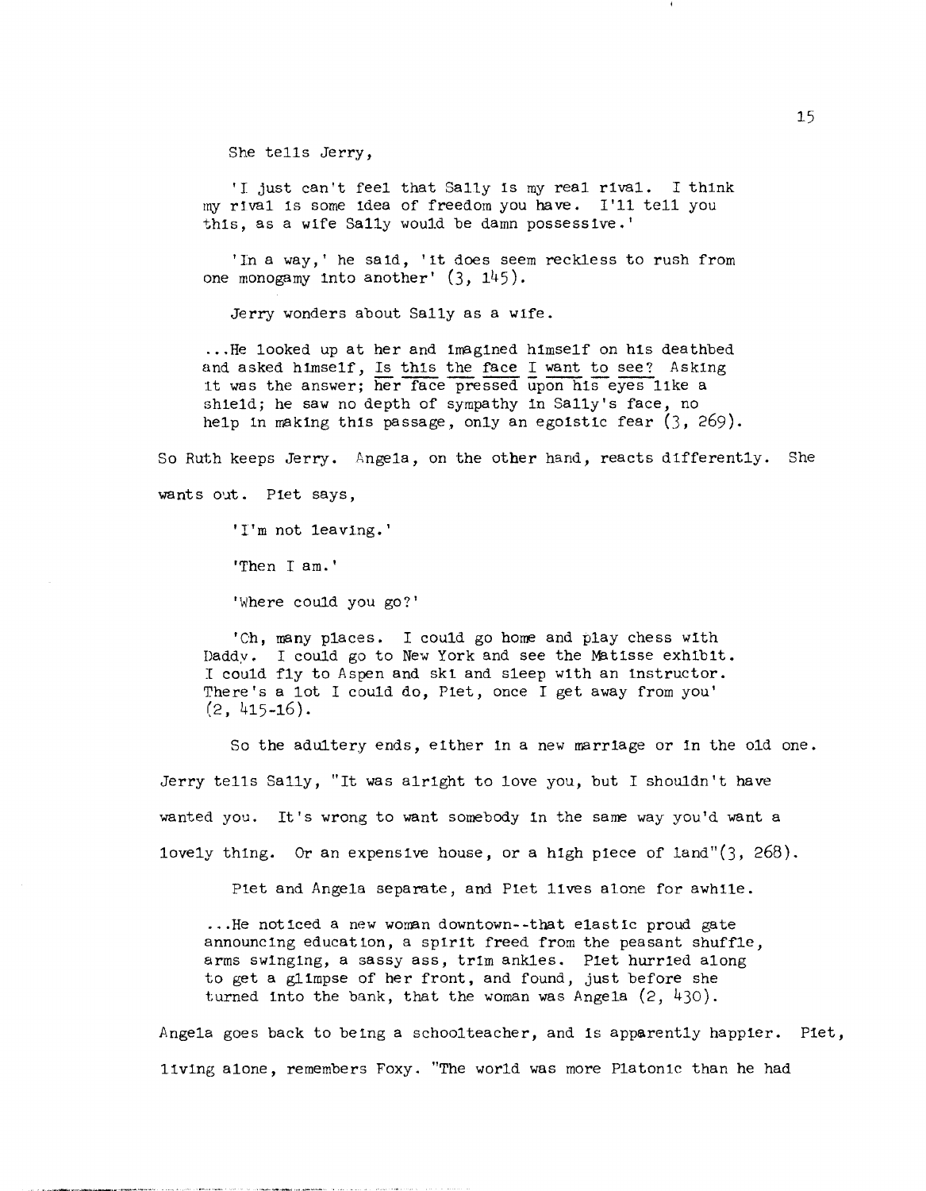She tells Jerry,

> 'I just can't feel that Sally is my real rival. I think my rival is some idea of freedom you have. I'll tell you this, as a wife Sally would be damn possessive.'
>
> 'In a way,' he said, 'it does seem reckless to rush from one monogamy into another' (3, 145).

Jerry wonders about Sally as a wife.

> ...He looked up at her and imagined himself on his deathbed and asked himself, <u>Is this the face I want to see?</u> Asking it was the answer; <u>her face pressed upon his eyes</u> like a shield; he saw no depth of sympathy in Sally's face, no help in making this passage, only an egoistic fear (3, 269).

So Ruth keeps Jerry. Angela, on the other hand, reacts differently. She wants out. Piet says,

> 'I'm not leaving.'
>
> 'Then I am.'
>
> 'Where could you go?'
>
> 'Oh, many places. I could go home and play chess with Daddy. I could go to New York and see the Matisse exhibit. I could fly to Aspen and ski and sleep with an instructor. There's a lot I could do, Piet, once I get away from you' (2, 415-16).

So the adultery ends, either in a new marriage or in the old one. Jerry tells Sally, "It was alright to love you, but I shouldn't have wanted you. It's wrong to want somebody in the same way you'd want a lovely thing. Or an expensive house, or a high piece of land"(3, 268).

Piet and Angela separate, and Piet lives alone for awhile.

> ...He noticed a new woman downtown--that elastic proud gate announcing education, a spirit freed from the peasant shuffle, arms swinging, a sassy ass, trim ankles. Piet hurried along to get a glimpse of her front, and found, just before she turned into the bank, that the woman was Angela (2, 430).

Angela goes back to being a schoolteacher, and is apparently happier. Piet, living alone, remembers Foxy. "The world was more Platonic than he had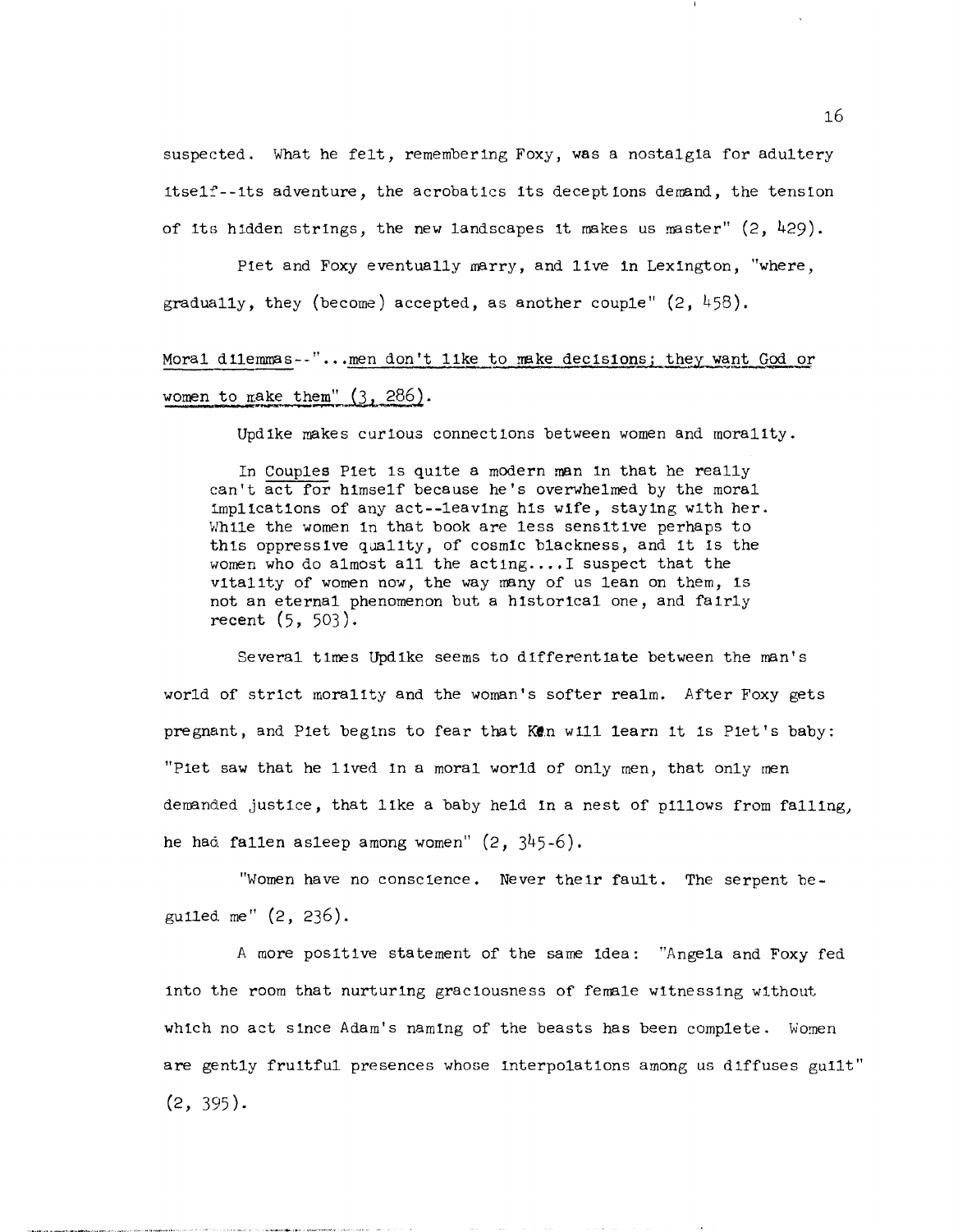suspected. What he felt, remembering Foxy, was a nostalgia for adultery itself--its adventure, the acrobatics its deceptions demand, the tension of its hidden strings, the new landscapes it makes us master" (2, 429).

Piet and Foxy eventually marry, and live in Lexington, "where, gradually, they (become) accepted, as another couple" (2, 458).

<u>Moral dilemmas--"...men don't like to make decisions; they want God or women to make them" (3, 286).</u>

Updike makes curious connections between women and morality.

> In <u>Couples</u> Piet is quite a modern man in that he really can't act for himself because he's overwhelmed by the moral implications of any act--leaving his wife, staying with her. While the women in that book are less sensitive perhaps to this oppressive quality, of cosmic blackness, and it is the women who do almost all the acting....I suspect that the vitality of women now, the way many of us lean on them, is not an eternal phenomenon but a historical one, and fairly recent (5, 503).

Several times Updike seems to differentiate between the man's world of strict morality and the woman's softer realm. After Foxy gets pregnant, and Piet begins to fear that Ken will learn it is Piet's baby: "Piet saw that he lived in a moral world of only men, that only men demanded justice, that like a baby held in a nest of pillows from falling, he had fallen asleep among women" (2, 345-6).

"Women have no conscience. Never their fault. The serpent beguiled me" (2, 236).

A more positive statement of the same idea: "Angela and Foxy fed into the room that nurturing graciousness of female witnessing without which no act since Adam's naming of the beasts has been complete. Women are gently fruitful presences whose interpolations among us diffuses guilt" (2, 395).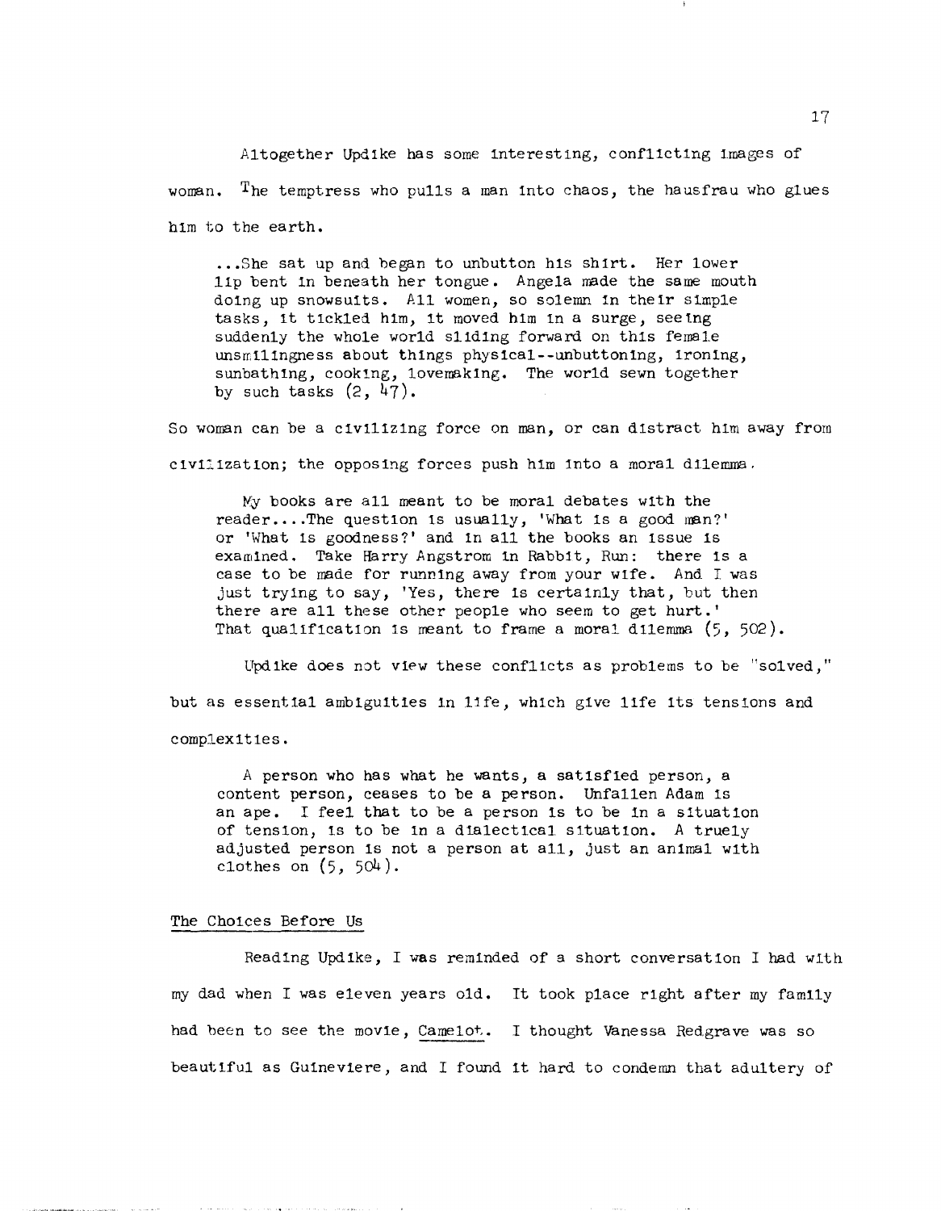Altogether Updike has some interesting, conflicting images of woman. The temptress who pulls a man into chaos, the hausfrau who glues him to the earth.

> ...She sat up and began to unbutton his shirt. Her lower lip bent in beneath her tongue. Angela made the same mouth doing up snowsuits. All women, so solemn in their simple tasks, it tickled him, it moved him in a surge, seeing suddenly the whole world sliding forward on this female unsmilingness about things physical--unbuttoning, ironing, sunbathing, cooking, lovemaking. The world sewn together by such tasks (2, 47).

So woman can be a civilizing force on man, or can distract him away from civilization; the opposing forces push him into a moral dilemma.

> My books are all meant to be moral debates with the reader....The question is usually, 'What is a good man?' or 'What is goodness?' and in all the books an issue is examined. Take Harry Angstrom in Rabbit, Run: there is a case to be made for running away from your wife. And I was just trying to say, 'Yes, there is certainly that, but then there are all these other people who seem to get hurt.' That qualification is meant to frame a moral dilemma (5, 502).

Updike does not view these conflicts as problems to be "solved," but as essential ambiguities in life, which give life its tensions and complexities.

> A person who has what he wants, a satisfied person, a content person, ceases to be a person. Unfallen Adam is an ape. I feel that to be a person is to be in a situation of tension, is to be in a dialectical situation. A truely adjusted person is not a person at all, just an animal with clothes on (5, 504).

## The Choices Before Us

Reading Updike, I was reminded of a short conversation I had with my dad when I was eleven years old. It took place right after my family had been to see the movie, Camelot. I thought Vanessa Redgrave was so beautiful as Guineviere, and I found it hard to condemn that adultery of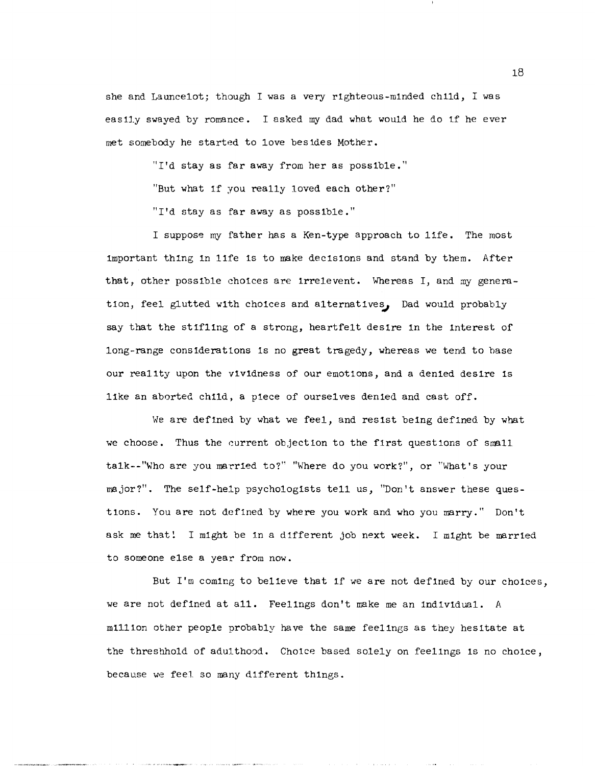she and Launcelot; though I was a very righteous-minded child, I was easily swayed by romance. I asked my dad what would he do if he ever met somebody he started to love besides Mother.

"I'd stay as far away from her as possible."

"But what if you really loved each other?"

"I'd stay as far away as possible."

I suppose my father has a Ken-type approach to life. The most important thing in life is to make decisions and stand by them. After that, other possible choices are irrelevent. Whereas I, and my generation, feel glutted with choices and alternatives, Dad would probably say that the stifling of a strong, heartfelt desire in the interest of long-range considerations is no great tragedy, whereas we tend to base our reality upon the vividness of our emotions, and a denied desire is like an aborted child, a piece of ourselves denied and cast off.

We are defined by what we feel, and resist being defined by what we choose. Thus the current objection to the first questions of small talk--"Who are you married to?" "Where do you work?", or "What's your major?". The self-help psychologists tell us, "Don't answer these questions. You are not defined by where you work and who you marry." Don't ask me that! I might be in a different job next week. I might be married to someone else a year from now.

But I'm coming to believe that if we are not defined by our choices, we are not defined at all. Feelings don't make me an individual. A million other people probably have the same feelings as they hesitate at the threshhold of adulthood. Choice based solely on feelings is no choice, because we feel so many different things.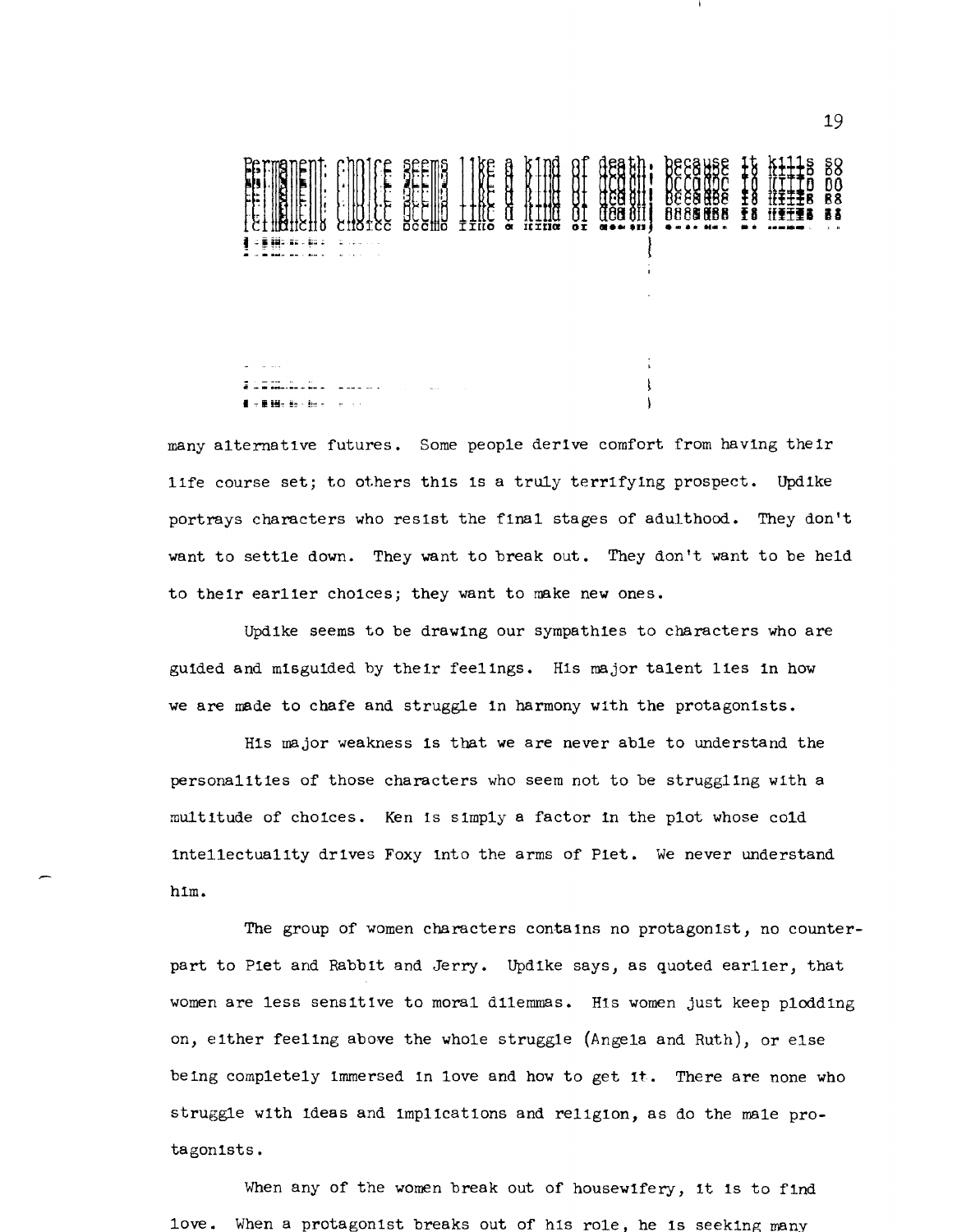Permanent choice seems like a kind of death; because it kills so many alternative futures. Some people derive comfort from having their life course set; to others this is a truly terrifying prospect. Updike portrays characters who resist the final stages of adulthood. They don't want to settle down. They want to break out. They don't want to be held to their earlier choices; they want to make new ones.

Updike seems to be drawing our sympathies to characters who are guided and misguided by their feelings. His major talent lies in how we are made to chafe and struggle in harmony with the protagonists.

His major weakness is that we are never able to understand the personalities of those characters who seem not to be struggling with a multitude of choices. Ken is simply a factor in the plot whose cold intellectuality drives Foxy into the arms of Piet. We never understand him.

The group of women characters contains no protagonist, no counterpart to Piet and Rabbit and Jerry. Updike says, as quoted earlier, that women are less sensitive to moral dilemmas. His women just keep plodding on, either feeling above the whole struggle (Angela and Ruth), or else being completely immersed in love and how to get it. There are none who struggle with ideas and implications and religion, as do the male protagonists.

When any of the women break out of housewifery, it is to find love. When a protagonist breaks out of his role, he is seeking many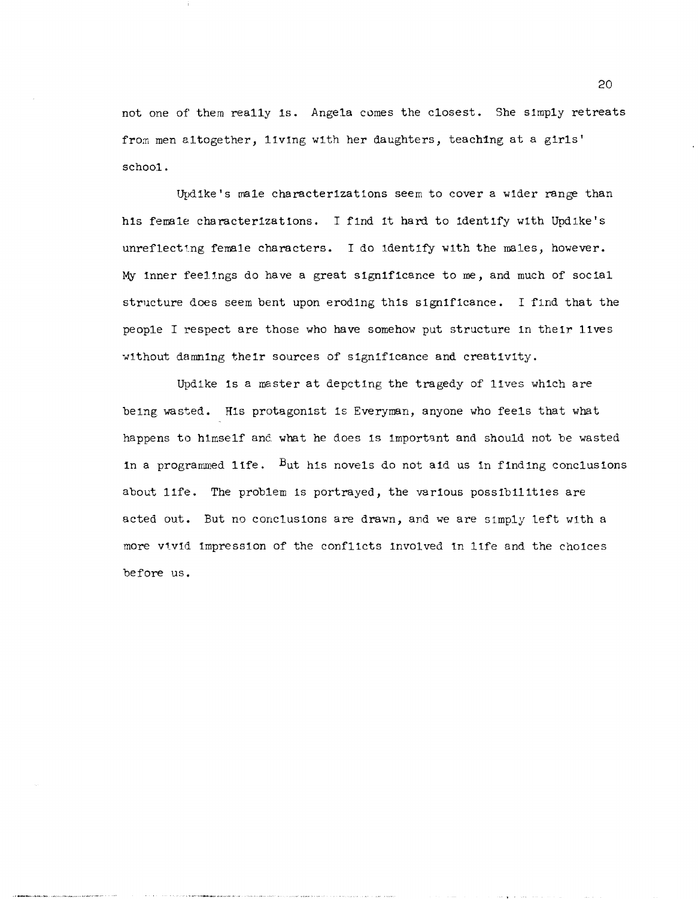not one of them really is. Angela comes the closest. She simply retreats from men altogether, living with her daughters, teaching at a girls' school.

Updike's male characterizations seem to cover a wider range than his female characterizations. I find it hard to identify with Updike's unreflecting female characters. I do identify with the males, however. My inner feelings do have a great significance to me, and much of social structure does seem bent upon eroding this significance. I find that the people I respect are those who have somehow put structure in their lives without damning their sources of significance and creativity.

Updike is a master at depcting the tragedy of lives which are being wasted. His protagonist is Everyman, anyone who feels that what happens to himself and what he does is important and should not be wasted in a programmed life. But his novels do not aid us in finding conclusions about life. The problem is portrayed, the various possibilities are acted out. But no conclusions are drawn, and we are simply left with a more vivid impression of the conflicts involved in life and the choices before us.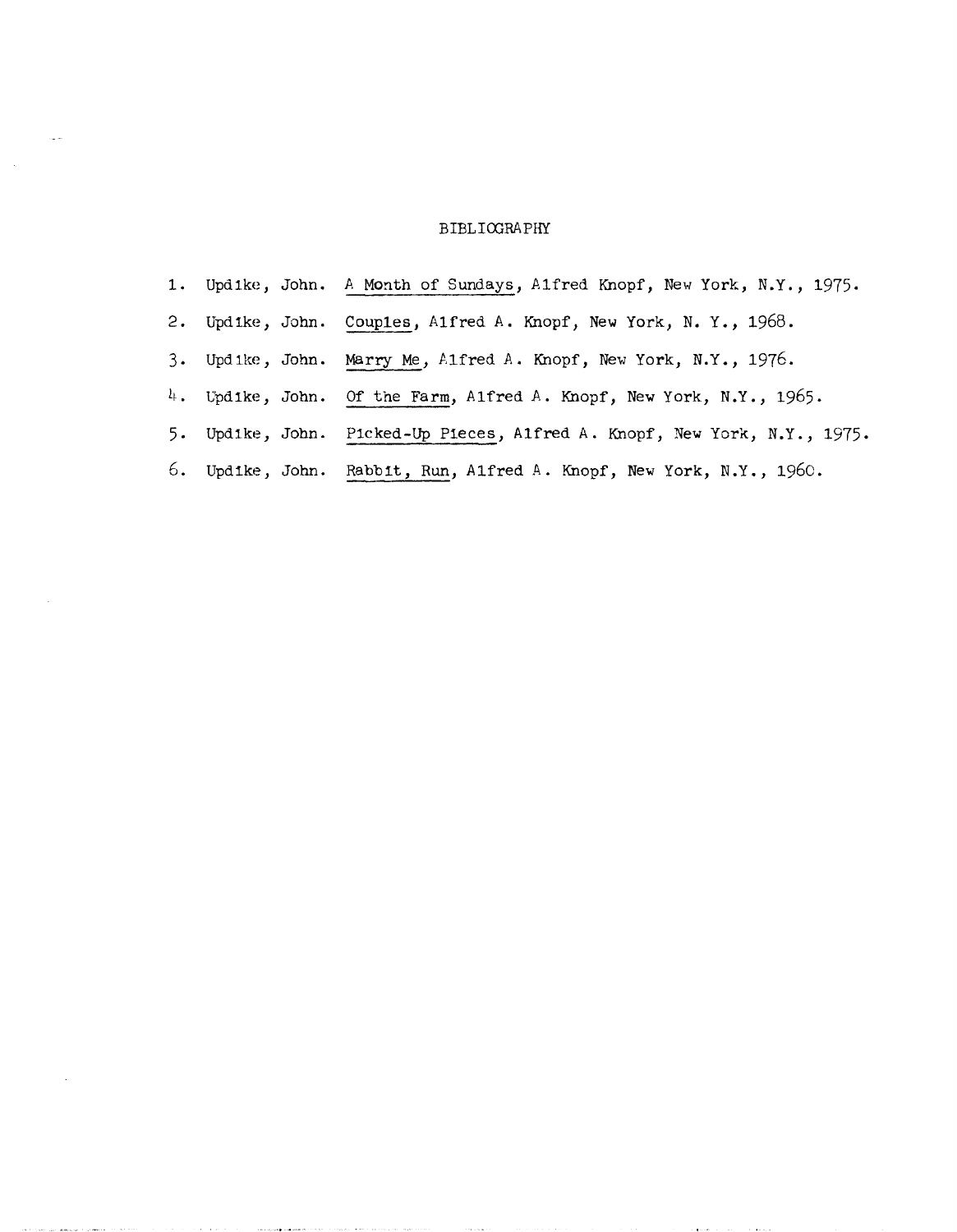# BIBLIOGRAPHY

1. Updike, John. A Month of Sundays, Alfred Knopf, New York, N.Y., 1975.
2. Updike, John. Couples, Alfred A. Knopf, New York, N. Y., 1968.
3. Updike, John. Marry Me, Alfred A. Knopf, New York, N.Y., 1976.
4. Updike, John. Of the Farm, Alfred A. Knopf, New York, N.Y., 1965.
5. Updike, John. Picked-Up Pieces, Alfred A. Knopf, New York, N.Y., 1975.
6. Updike, John. Rabbit, Run, Alfred A. Knopf, New York, N.Y., 1960.